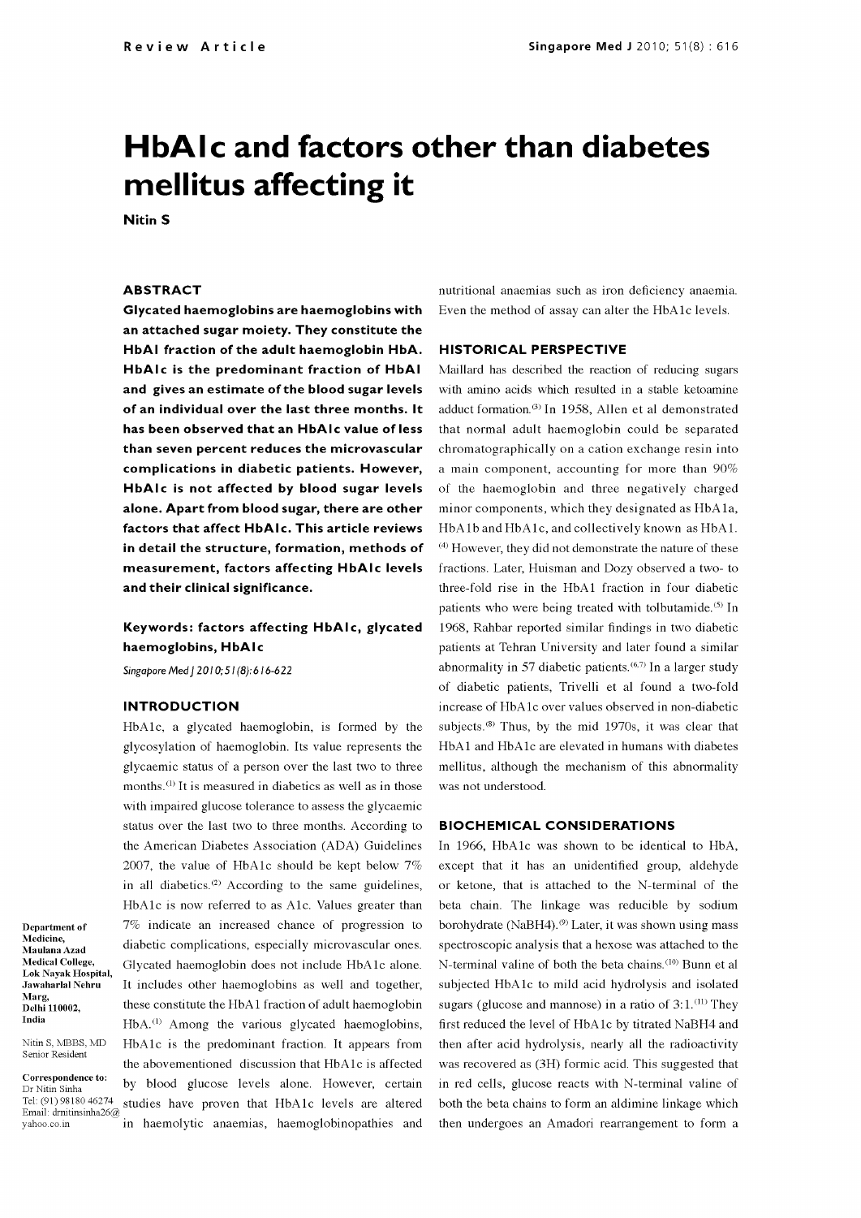# HbA1c and factors other than diabetes mellitus affecting it

**Nitin S**

## ABSTRACT

**Glycated haemoglobins are haemoglobins with an attached sugar moiety. They constitute the HbA1 fraction of the adult haemoglobin HbA. HbA1c is the predominant fraction of HbA1 and gives an estimate of the blood sugar levels of an individual over the last three months. It has been observed that an HbA1c value of less than seven percent reduces the microvascular complications in diabetic patients. However, HbA1c is not affected by blood sugar levels alone. Apart from blood sugar, there are other factors that affect HbA1c. This article reviews in detail the structure, formation, methods of measurement, factors affecting HbA1c levels and their clinical significance.**

**Keywords: factors affecting HbA1c, glycated haemoglobins, HbA1c**

*Singapore Med J 2010; 51(8): 616-622*

Department of Medicine, Maulana Azad Medical College, Lok Nayak Hospital, Jawaharlal Nehru Marg, Delhi 110002, India

Nitin S, MBBS, MD
Senior Resident

**Correspondence to:** Dr Nitin Sinha
Tel: (91) 98180 46274
Email: drnitinsinha26@yahoo.co.in

## INTRODUCTION

HbA1c, a glycated haemoglobin, is formed by the glycosylation of haemoglobin. Its value represents the glycaemic status of a person over the last two to three months.[1] It is measured in diabetics as well as in those with impaired glucose tolerance to assess the glycaemic status over the last two to three months. According to the American Diabetes Association (ADA) Guidelines 2007, the value of HbA1c should be kept below 7% in all diabetics.[2] According to the same guidelines, HbA1c is now referred to as A1c. Values greater than 7% indicate an increased chance of progression to diabetic complications, especially microvascular ones. Glycated haemoglobin does not include HbA1c alone. It includes other haemoglobins as well and together, these constitute the HbA1 fraction of adult haemoglobin HbA.[1] Among the various glycated haemoglobins, HbA1c is the predominant fraction. It appears from the abovementioned discussion that HbA1c is affected by blood glucose levels alone. However, certain studies have proven that HbA1c levels are altered in haemolytic anaemias, haemoglobinopathies and nutritional anaemias such as iron deficiency anaemia. Even the method of assay can alter the HbA1c levels.

## HISTORICAL PERSPECTIVE

Maillard has described the reaction of reducing sugars with amino acids which resulted in a stable ketoamine adduct formation.[3] In 1958, Allen et al demonstrated that normal adult haemoglobin could be separated chromatographically on a cation exchange resin into a main component, accounting for more than 90% of the haemoglobin and three negatively charged minor components, which they designated as HbA1a, HbA1b and HbA1c, and collectively known as HbA1.[4] However, they did not demonstrate the nature of these fractions. Later, Huisman and Dozy observed a two- to three-fold rise in the HbA1 fraction in four diabetic patients who were being treated with tolbutamide.[5] In 1968, Rahbar reported similar findings in two diabetic patients at Tehran University and later found a similar abnormality in 57 diabetic patients.[6,7] In a larger study of diabetic patients, Trivelli et al found a two-fold increase of HbA1c over values observed in non-diabetic subjects.[8] Thus, by the mid 1970s, it was clear that HbA1 and HbA1c are elevated in humans with diabetes mellitus, although the mechanism of this abnormality was not understood.

## BIOCHEMICAL CONSIDERATIONS

In 1966, HbA1c was shown to be identical to HbA, except that it has an unidentified group, aldehyde or ketone, that is attached to the N-terminal of the beta chain. The linkage was reducible by sodium borohydrate ($NaBH_4$).[9] Later, it was shown using mass spectroscopic analysis that a hexose was attached to the N-terminal valine of both the beta chains.[10] Bunn et al subjected HbA1c to mild acid hydrolysis and isolated sugars (glucose and mannose) in a ratio of 3:1.[11] They first reduced the level of HbA1c by titrated $NaBH_4$ and then after acid hydrolysis, nearly all the radioactivity was recovered as ($^3H$) formic acid. This suggested that in red cells, glucose reacts with N-terminal valine of both the beta chains to form an aldimine linkage which then undergoes an Amadori rearrangement to form a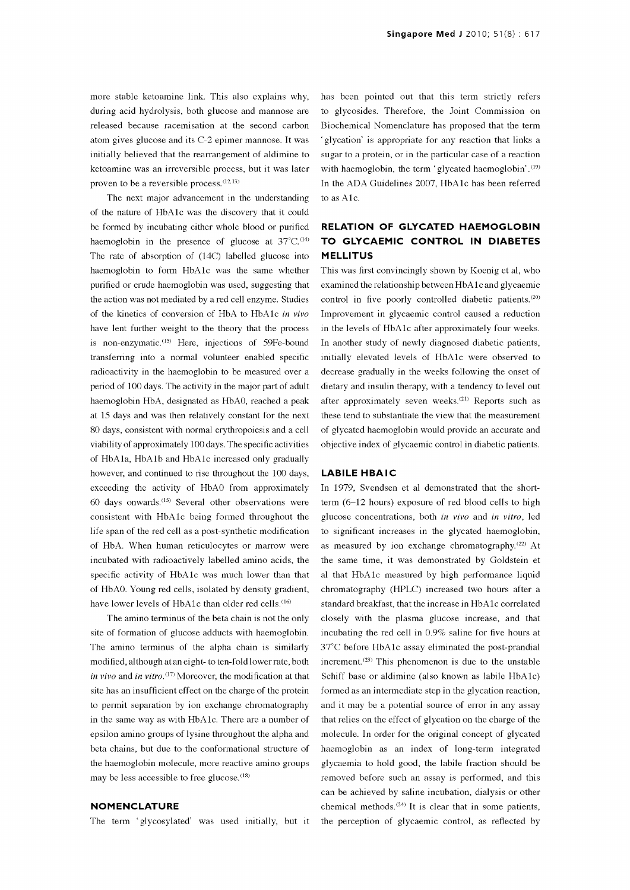more stable ketoamine link. This also explains why, during acid hydrolysis, both glucose and mannose are released because racemisation at the second carbon atom gives glucose and its C-2 epimer mannose. It was initially believed that the rearrangement of aldimine to ketoamine was an irreversible process, but it was later proven to be a reversible process.[12,13]

The next major advancement in the understanding of the nature of HbA1c was the discovery that it could be formed by incubating either whole blood or purified haemoglobin in the presence of glucose at 37°C.[14] The rate of absorption of (14C) labelled glucose into haemoglobin to form HbA1c was the same whether purified or crude haemoglobin was used, suggesting that the action was not mediated by a red cell enzyme. Studies of the kinetics of conversion of HbA to HbA1c *in vivo* have lent further weight to the theory that the process is non-enzymatic.[15] Here, injections of 59Fe-bound transferring into a normal volunteer enabled specific radioactivity in the haemoglobin to be measured over a period of 100 days. The activity in the major part of adult haemoglobin HbA, designated as HbA0, reached a peak at 15 days and was then relatively constant for the next 80 days, consistent with normal erythropoiesis and a cell viability of approximately 100 days. The specific activities of HbA1a, HbA1b and HbA1c increased only gradually however, and continued to rise throughout the 100 days, exceeding the activity of HbA0 from approximately 60 days onwards.[15] Several other observations were consistent with HbA1c being formed throughout the life span of the red cell as a post-synthetic modification of HbA. When human reticulocytes or marrow were incubated with radioactively labelled amino acids, the specific activity of HbA1c was much lower than that of HbA0. Young red cells, isolated by density gradient, have lower levels of HbA1c than older red cells.[16]

The amino terminus of the beta chain is not the only site of formation of glucose adducts with haemoglobin. The amino terminus of the alpha chain is similarly modified, although at an eight- to ten-fold lower rate, both *in vivo* and *in vitro*.[17] Moreover, the modification at that site has an insufficient effect on the charge of the protein to permit separation by ion exchange chromatography in the same way as with HbA1c. There are a number of epsilon amino groups of lysine throughout the alpha and beta chains, but due to the conformational structure of the haemoglobin molecule, more reactive amino groups may be less accessible to free glucose.[18]

## NOMENCLATURE

The term 'glycosylated' was used initially, but it has been pointed out that this term strictly refers to glycosides. Therefore, the Joint Commission on Biochemical Nomenclature has proposed that the term 'glycation' is appropriate for any reaction that links a sugar to a protein, or in the particular case of a reaction with haemoglobin, the term 'glycated haemoglobin'.[19] In the ADA Guidelines 2007, HbA1c has been referred to as A1c.

## RELATION OF GLYCATED HAEMOGLOBIN TO GLYCAEMIC CONTROL IN DIABETES MELLITUS

This was first convincingly shown by Koenig et al, who examined the relationship between HbA1c and glycaemic control in five poorly controlled diabetic patients.[20] Improvement in glycaemic control caused a reduction in the levels of HbA1c after approximately four weeks. In another study of newly diagnosed diabetic patients, initially elevated levels of HbA1c were observed to decrease gradually in the weeks following the onset of dietary and insulin therapy, with a tendency to level out after approximately seven weeks.[21] Reports such as these tend to substantiate the view that the measurement of glycated haemoglobin would provide an accurate and objective index of glycaemic control in diabetic patients.

## LABILE HBA1C

In 1979, Svendsen et al demonstrated that the short-term (6–12 hours) exposure of red blood cells to high glucose concentrations, both *in vivo* and *in vitro*, led to significant increases in the glycated haemoglobin, as measured by ion exchange chromatography.[22] At the same time, it was demonstrated by Goldstein et al that HbA1c measured by high performance liquid chromatography (HPLC) increased two hours after a standard breakfast, that the increase in HbA1c correlated closely with the plasma glucose increase, and that incubating the red cell in 0.9% saline for five hours at 37°C before HbA1c assay eliminated the post-prandial increment.[23] This phenomenon is due to the unstable Schiff base or aldimine (also known as labile HbA1c) formed as an intermediate step in the glycation reaction, and it may be a potential source of error in any assay that relies on the effect of glycation on the charge of the molecule. In order for the original concept of glycated haemoglobin as an index of long-term integrated glycaemia to hold good, the labile fraction should be removed before such an assay is performed, and this can be achieved by saline incubation, dialysis or other chemical methods.[24] It is clear that in some patients, the perception of glycaemic control, as reflected by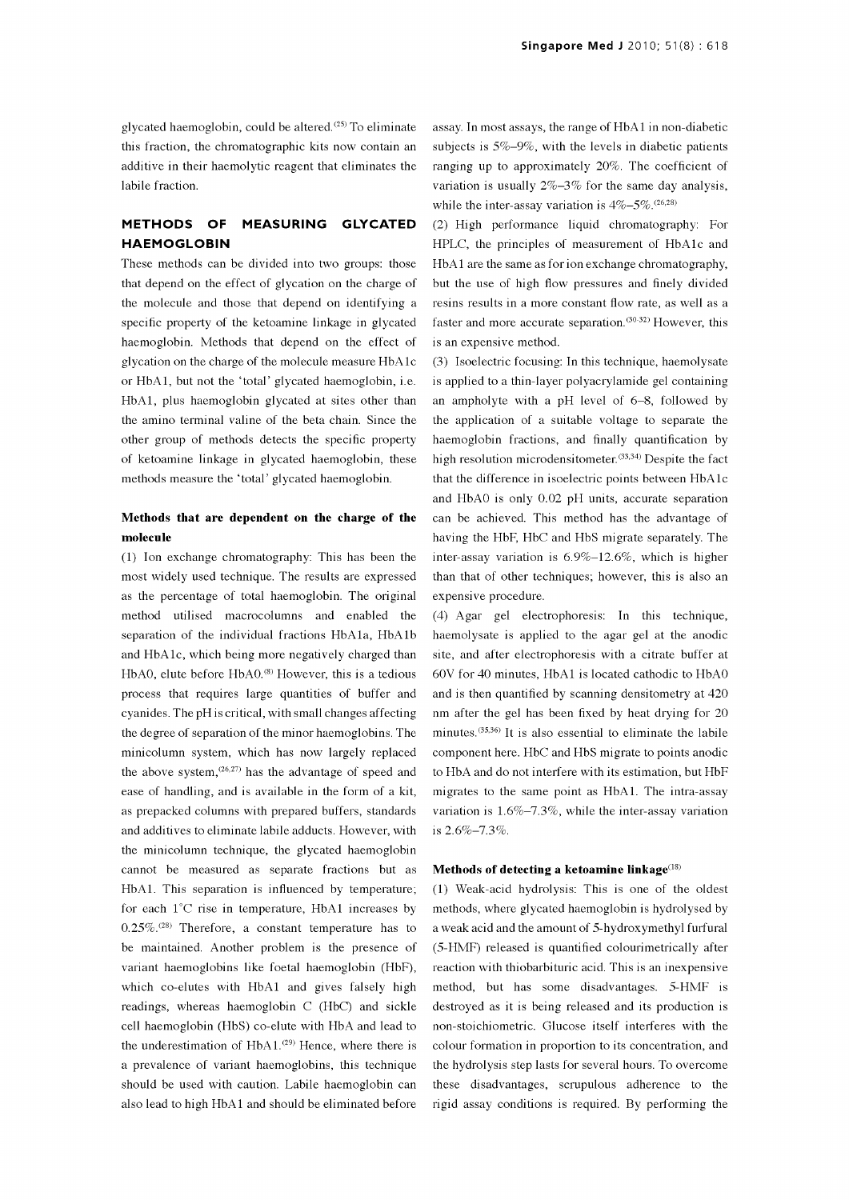glycated haemoglobin, could be altered.[25] To eliminate this fraction, the chromatographic kits now contain an additive in their haemolytic reagent that eliminates the labile fraction.

## METHODS OF MEASURING GLYCATED HAEMOGLOBIN

These methods can be divided into two groups: those that depend on the effect of glycation on the charge of the molecule and those that depend on identifying a specific property of the ketoamine linkage in glycated haemoglobin. Methods that depend on the effect of glycation on the charge of the molecule measure HbA1c or HbA1, but not the 'total' glycated haemoglobin, i.e. HbA1, plus haemoglobin glycated at sites other than the amino terminal valine of the beta chain. Since the other group of methods detects the specific property of ketoamine linkage in glycated haemoglobin, these methods measure the 'total' glycated haemoglobin.

### Methods that are dependent on the charge of the molecule

(1) Ion exchange chromatography: This has been the most widely used technique. The results are expressed as the percentage of total haemoglobin. The original method utilised macrocolumns and enabled the separation of the individual fractions HbA1a, HbA1b and HbA1c, which being more negatively charged than HbA0, elute before HbA0.[8] However, this is a tedious process that requires large quantities of buffer and cyanides. The pH is critical, with small changes affecting the degree of separation of the minor haemoglobins. The minicolumn system, which has now largely replaced the above system,[26,27] has the advantage of speed and ease of handling, and is available in the form of a kit, as prepacked columns with prepared buffers, standards and additives to eliminate labile adducts. However, with the minicolumn technique, the glycated haemoglobin cannot be measured as separate fractions but as HbA1. This separation is influenced by temperature; for each 1°C rise in temperature, HbA1 increases by 0.25%.[28] Therefore, a constant temperature has to be maintained. Another problem is the presence of variant haemoglobins like foetal haemoglobin (HbF), which co-elutes with HbA1 and gives falsely high readings, whereas haemoglobin C (HbC) and sickle cell haemoglobin (HbS) co-elute with HbA and lead to the underestimation of HbA1.[29] Hence, where there is a prevalence of variant haemoglobins, this technique should be used with caution. Labile haemoglobin can also lead to high HbA1 and should be eliminated before assay. In most assays, the range of HbA1 in non-diabetic subjects is 5%–9%, with the levels in diabetic patients ranging up to approximately 20%. The coefficient of variation is usually 2%–3% for the same day analysis, while the inter-assay variation is 4%–5%.[26,28]

(2) High performance liquid chromatography: For HPLC, the principles of measurement of HbA1c and HbA1 are the same as for ion exchange chromatography, but the use of high flow pressures and finely divided resins results in a more constant flow rate, as well as a faster and more accurate separation.[30-32] However, this is an expensive method.

(3) Isoelectric focusing: In this technique, haemolysate is applied to a thin-layer polyacrylamide gel containing an ampholyte with a pH level of 6–8, followed by the application of a suitable voltage to separate the haemoglobin fractions, and finally quantification by high resolution microdensitometer.[33,34] Despite the fact that the difference in isoelectric points between HbA1c and HbA0 is only 0.02 pH units, accurate separation can be achieved. This method has the advantage of having the HbF, HbC and HbS migrate separately. The inter-assay variation is 6.9%–12.6%, which is higher than that of other techniques; however, this is also an expensive procedure.

(4) Agar gel electrophoresis: In this technique, haemolysate is applied to the agar gel at the anodic site, and after electrophoresis with a citrate buffer at 60V for 40 minutes, HbA1 is located cathodic to HbA0 and is then quantified by scanning densitometry at 420 nm after the gel has been fixed by heat drying for 20 minutes.[35,36] It is also essential to eliminate the labile component here. HbC and HbS migrate to points anodic to HbA and do not interfere with its estimation, but HbF migrates to the same point as HbA1. The intra-assay variation is 1.6%–7.3%, while the inter-assay variation is 2.6%–7.3%.

### Methods of detecting a ketoamine linkage[18]

(1) Weak-acid hydrolysis: This is one of the oldest methods, where glycated haemoglobin is hydrolysed by a weak acid and the amount of 5-hydroxymethyl furfural (5-HMF) released is quantified colourimetrically after reaction with thiobarbituric acid. This is an inexpensive method, but has some disadvantages. 5-HMF is destroyed as it is being released and its production is non-stoichiometric. Glucose itself interferes with the colour formation in proportion to its concentration, and the hydrolysis step lasts for several hours. To overcome these disadvantages, scrupulous adherence to the rigid assay conditions is required. By performing the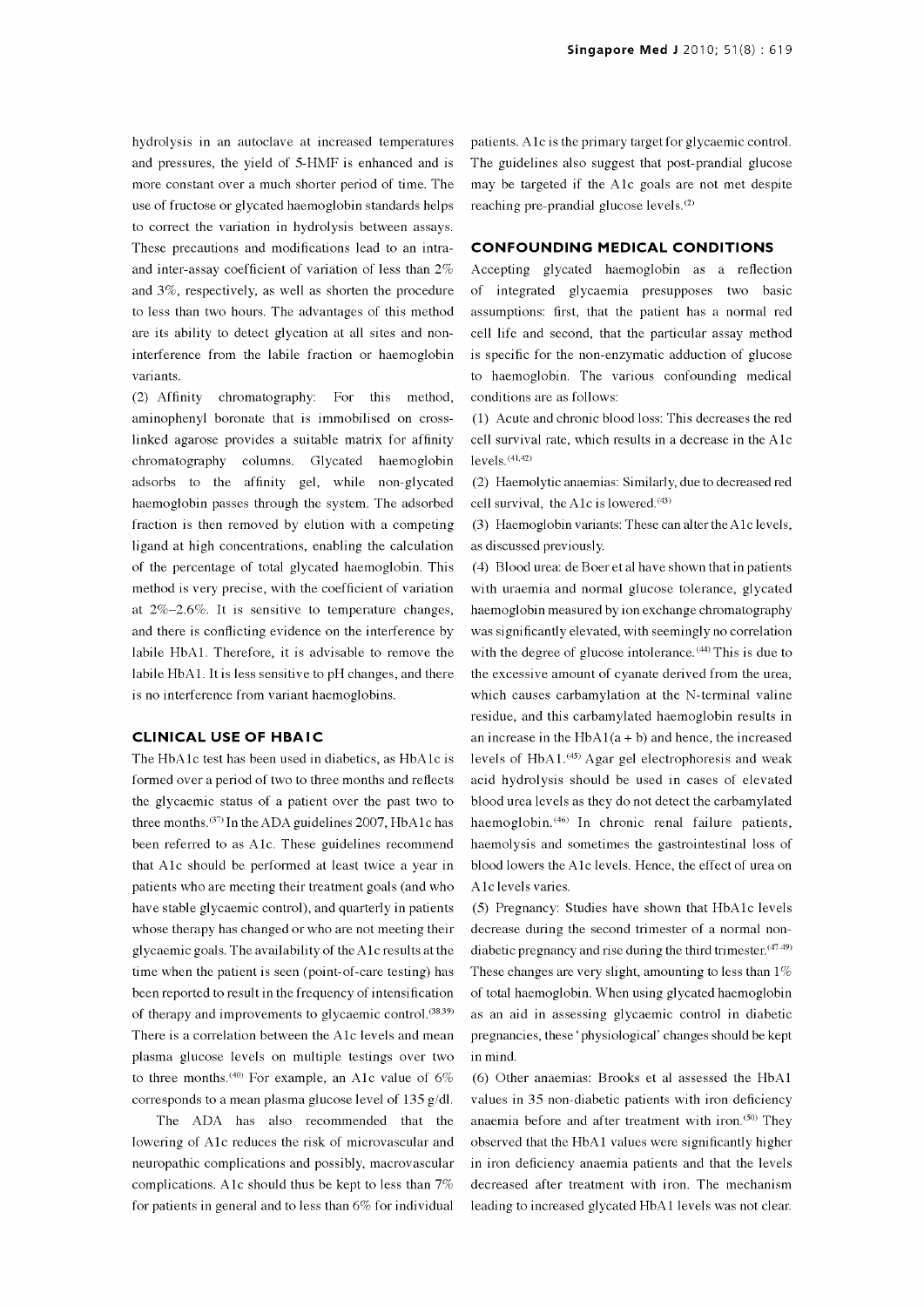hydrolysis in an autoclave at increased temperatures and pressures, the yield of 5-HMF is enhanced and is more constant over a much shorter period of time. The use of fructose or glycated haemoglobin standards helps to correct the variation in hydrolysis between assays. These precautions and modifications lead to an intra- and inter-assay coefficient of variation of less than 2% and 3%, respectively, as well as shorten the procedure to less than two hours. The advantages of this method are its ability to detect glycation at all sites and non-interference from the labile fraction or haemoglobin variants.

(2) Affinity chromatography: For this method, aminophenyl boronate that is immobilised on cross-linked agarose provides a suitable matrix for affinity chromatography columns. Glycated haemoglobin adsorbs to the affinity gel, while non-glycated haemoglobin passes through the system. The adsorbed fraction is then removed by elution with a competing ligand at high concentrations, enabling the calculation of the percentage of total glycated haemoglobin. This method is very precise, with the coefficient of variation at 2%–2.6%. It is sensitive to temperature changes, and there is conflicting evidence on the interference by labile HbA1. Therefore, it is advisable to remove the labile HbA1. It is less sensitive to pH changes, and there is no interference from variant haemoglobins.

## CLINICAL USE OF HBA1C

The HbA1c test has been used in diabetics, as HbA1c is formed over a period of two to three months and reflects the glycaemic status of a patient over the past two to three months.[37] In the ADA guidelines 2007, HbA1c has been referred to as A1c. These guidelines recommend that A1c should be performed at least twice a year in patients who are meeting their treatment goals (and who have stable glycaemic control), and quarterly in patients whose therapy has changed or who are not meeting their glycaemic goals. The availability of the A1c results at the time when the patient is seen (point-of-care testing) has been reported to result in the frequency of intensification of therapy and improvements to glycaemic control.[38,39] There is a correlation between the A1c levels and mean plasma glucose levels on multiple testings over two to three months.[40] For example, an A1c value of 6% corresponds to a mean plasma glucose level of 135 g/dl.

The ADA has also recommended that the lowering of A1c reduces the risk of microvascular and neuropathic complications and possibly, macrovascular complications. A1c should thus be kept to less than 7% for patients in general and to less than 6% for individual patients. A1c is the primary target for glycaemic control. The guidelines also suggest that post-prandial glucose may be targeted if the A1c goals are not met despite reaching pre-prandial glucose levels.[2]

## CONFOUNDING MEDICAL CONDITIONS

Accepting glycated haemoglobin as a reflection of integrated glycaemia presupposes two basic assumptions: first, that the patient has a normal red cell life and second, that the particular assay method is specific for the non-enzymatic adduction of glucose to haemoglobin. The various confounding medical conditions are as follows:

(1) Acute and chronic blood loss: This decreases the red cell survival rate, which results in a decrease in the A1c levels.[41,42]

(2) Haemolytic anaemias: Similarly, due to decreased red cell survival, the A1c is lowered.[43]

(3) Haemoglobin variants: These can alter the A1c levels, as discussed previously.

(4) Blood urea: de Boer et al have shown that in patients with uraemia and normal glucose tolerance, glycated haemoglobin measured by ion exchange chromatography was significantly elevated, with seemingly no correlation with the degree of glucose intolerance.[44] This is due to the excessive amount of cyanate derived from the urea, which causes carbamylation at the N-terminal valine residue, and this carbamylated haemoglobin results in an increase in the HbA1(a + b) and hence, the increased levels of HbA1.[45] Agar gel electrophoresis and weak acid hydrolysis should be used in cases of elevated blood urea levels as they do not detect the carbamylated haemoglobin.[46] In chronic renal failure patients, haemolysis and sometimes the gastrointestinal loss of blood lowers the A1c levels. Hence, the effect of urea on A1c levels varies.

(5) Pregnancy: Studies have shown that HbA1c levels decrease during the second trimester of a normal non-diabetic pregnancy and rise during the third trimester.[47-49] These changes are very slight, amounting to less than 1% of total haemoglobin. When using glycated haemoglobin as an aid in assessing glycaemic control in diabetic pregnancies, these 'physiological' changes should be kept in mind.

(6) Other anaemias: Brooks et al assessed the HbA1 values in 35 non-diabetic patients with iron deficiency anaemia before and after treatment with iron.[50] They observed that the HbA1 values were significantly higher in iron deficiency anaemia patients and that the levels decreased after treatment with iron. The mechanism leading to increased glycated HbA1 levels was not clear.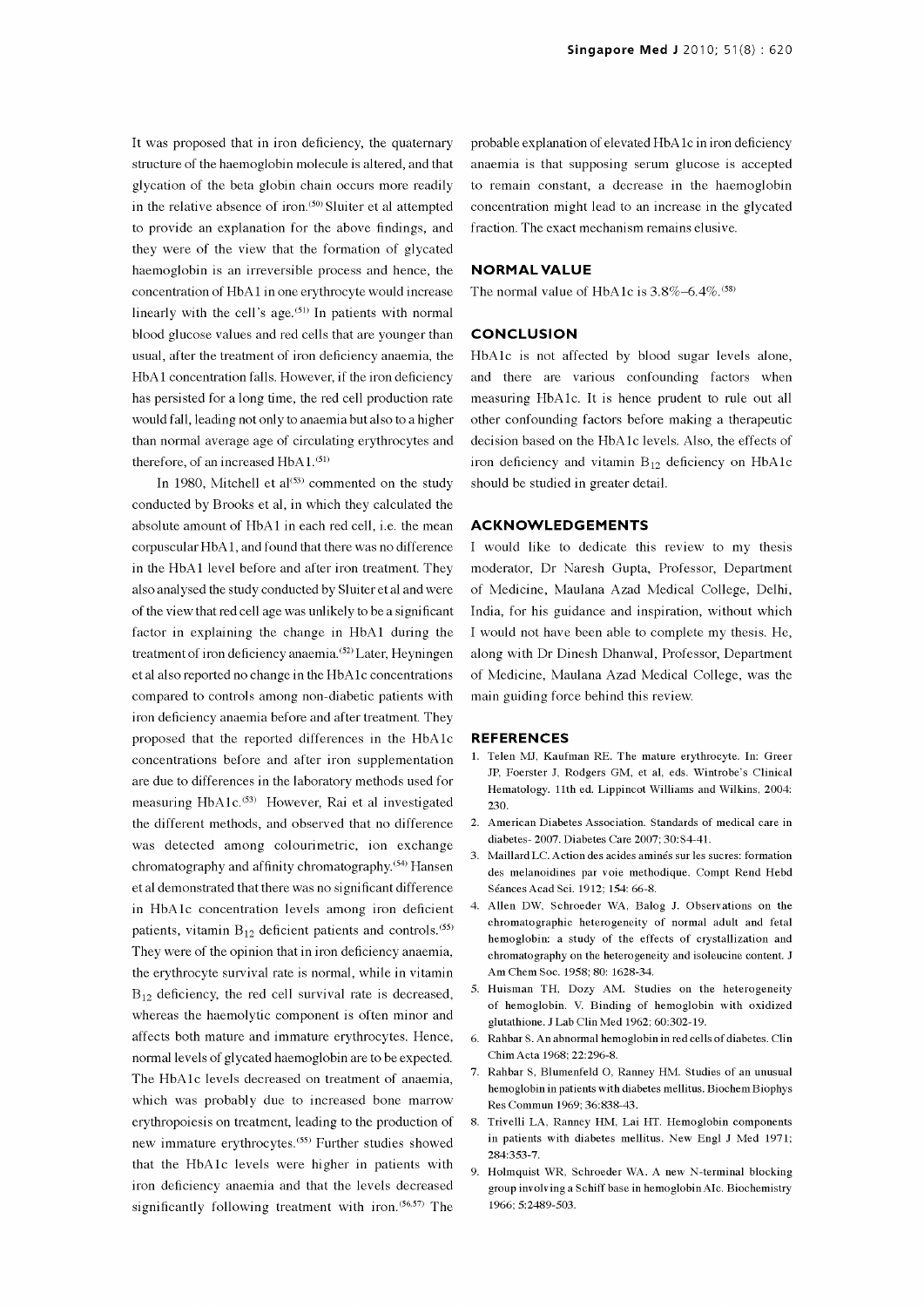It was proposed that in iron deficiency, the quaternary structure of the haemoglobin molecule is altered, and that glycation of the beta globin chain occurs more readily in the relative absence of iron.[50] Sluiter et al attempted to provide an explanation for the above findings, and they were of the view that the formation of glycated haemoglobin is an irreversible process and hence, the concentration of HbA1 in one erythrocyte would increase linearly with the cell's age.[51] In patients with normal blood glucose values and red cells that are younger than usual, after the treatment of iron deficiency anaemia, the HbA1 concentration falls. However, if the iron deficiency has persisted for a long time, the red cell production rate would fall, leading not only to anaemia but also to a higher than normal average age of circulating erythrocytes and therefore, of an increased HbA1.[51]

In 1980, Mitchell et al[53] commented on the study conducted by Brooks et al, in which they calculated the absolute amount of HbA1 in each red cell, i.e. the mean corpuscular HbA1, and found that there was no difference in the HbA1 level before and after iron treatment. They also analysed the study conducted by Sluiter et al and were of the view that red cell age was unlikely to be a significant factor in explaining the change in HbA1 during the treatment of iron deficiency anaemia.[52] Later, Heyningen et al also reported no change in the HbA1c concentrations compared to controls among non-diabetic patients with iron deficiency anaemia before and after treatment. They proposed that the reported differences in the HbA1c concentrations before and after iron supplementation are due to differences in the laboratory methods used for measuring HbA1c.[53] However, Rai et al investigated the different methods, and observed that no difference was detected among colourimetric, ion exchange chromatography and affinity chromatography.[54] Hansen et al demonstrated that there was no significant difference in HbA1c concentration levels among iron deficient patients, vitamin $B_{12}$ deficient patients and controls.[55] They were of the opinion that in iron deficiency anaemia, the erythrocyte survival rate is normal, while in vitamin $B_{12}$ deficiency, the red cell survival rate is decreased, whereas the haemolytic component is often minor and affects both mature and immature erythrocytes. Hence, normal levels of glycated haemoglobin are to be expected. The HbA1c levels decreased on treatment of anaemia, which was probably due to increased bone marrow erythropoiesis on treatment, leading to the production of new immature erythrocytes.[55] Further studies showed that the HbA1c levels were higher in patients with iron deficiency anaemia and that the levels decreased significantly following treatment with iron.[56,57] The probable explanation of elevated HbA1c in iron deficiency anaemia is that supposing serum glucose is accepted to remain constant, a decrease in the haemoglobin concentration might lead to an increase in the glycated fraction. The exact mechanism remains elusive.

## NORMAL VALUE

The normal value of HbA1c is 3.8%–6.4%.[58]

## CONCLUSION

HbA1c is not affected by blood sugar levels alone, and there are various confounding factors when measuring HbA1c. It is hence prudent to rule out all other confounding factors before making a therapeutic decision based on the HbA1c levels. Also, the effects of iron deficiency and vitamin $B_{12}$ deficiency on HbA1c should be studied in greater detail.

## ACKNOWLEDGEMENTS

I would like to dedicate this review to my thesis moderator, Dr Naresh Gupta, Professor, Department of Medicine, Maulana Azad Medical College, Delhi, India, for his guidance and inspiration, without which I would not have been able to complete my thesis. He, along with Dr Dinesh Dhanwal, Professor, Department of Medicine, Maulana Azad Medical College, was the main guiding force behind this review.

## REFERENCES

1. Telen MJ, Kaufman RE. The mature erythrocyte. In: Greer JP, Foerster J, Rodgers GM, et al, eds. Wintrobe's Clinical Hematology. 11th ed. Lippincot Williams and Wilkins, 2004: 230.
2. American Diabetes Association. Standards of medical care in diabetes- 2007. Diabetes Care 2007; 30:S4-41.
3. Maillard LC. Action des acides aminés sur les sucres: formation des melanoidines par voie methodique. Compt Rend Hebd Séances Acad Sci. 1912; 154: 66-8.
4. Allen DW, Schroeder WA, Balog J. Observations on the chromatographic heterogeneity of normal adult and fetal hemoglobin: a study of the effects of crystallization and chromatography on the heterogeneity and isoleucine content. J Am Chem Soc. 1958; 80: 1628-34.
5. Huisman TH, Dozy AM. Studies on the heterogeneity of hemoglobin. V. Binding of hemoglobin with oxidized glutathione. J Lab Clin Med 1962; 60:302-19.
6. Rahbar S. An abnormal hemoglobin in red cells of diabetes. Clin Chim Acta 1968; 22:296-8.
7. Rahbar S, Blumenfeld O, Ranney HM. Studies of an unusual hemoglobin in patients with diabetes mellitus. Biochem Biophys Res Commun 1969; 36:838-43.
8. Trivelli LA, Ranney HM, Lai HT. Hemoglobin components in patients with diabetes mellitus. New Engl J Med 1971; 284:353-7.
9. Holmquist WR, Schroeder WA. A new N-terminal blocking group involving a Schiff base in hemoglobin AIc. Biochemistry 1966; 5:2489-503.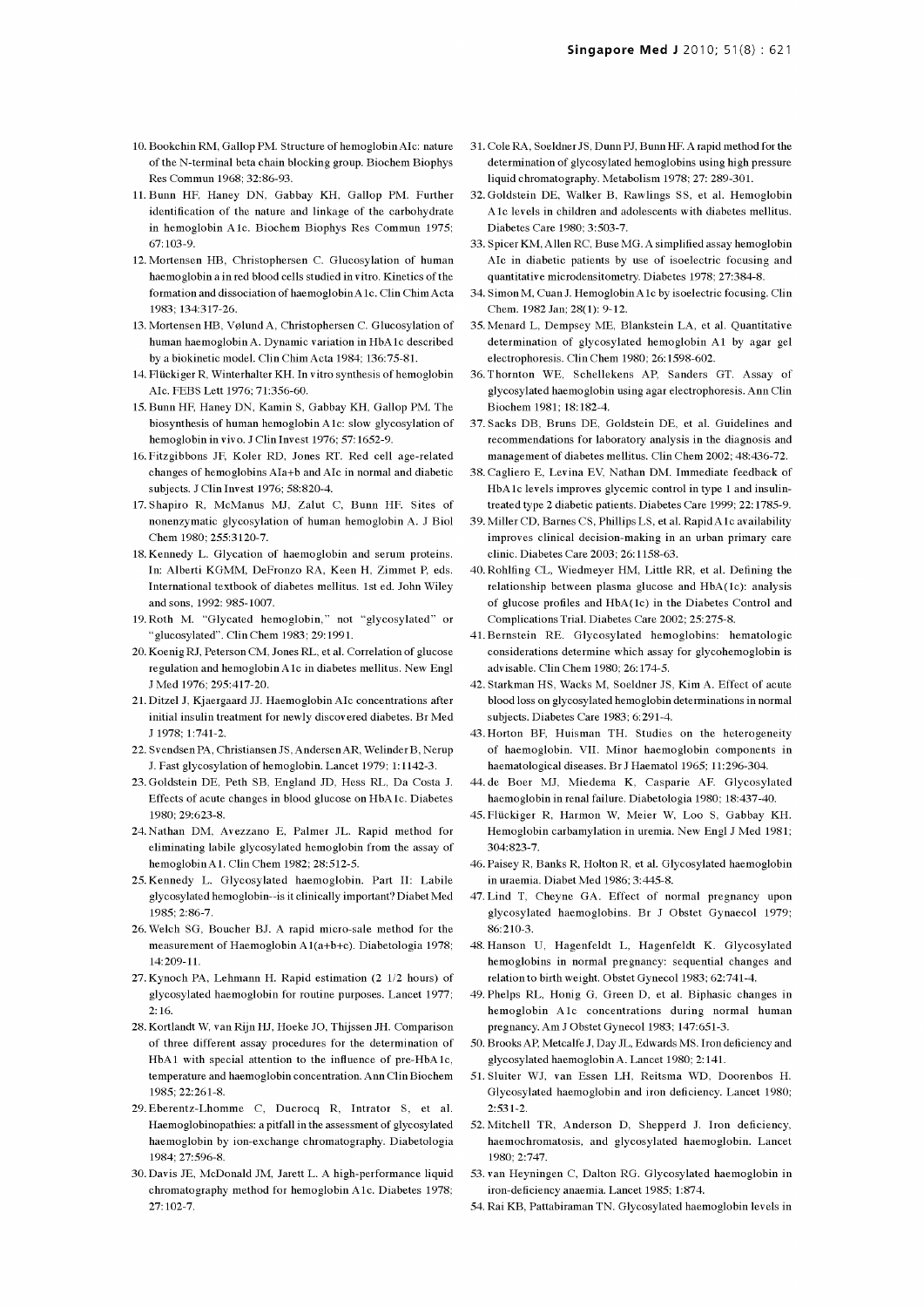10. Bookchin RM, Gallop PM. Structure of hemoglobin AIc: nature of the N-terminal beta chain blocking group. Biochem Biophys Res Commun 1968; 32:86-93.
11. Bunn HF, Haney DN, Gabbay KH, Gallop PM. Further identification of the nature and linkage of the carbohydrate in hemoglobin A1c. Biochem Biophys Res Commun 1975; 67:103-9.
12. Mortensen HB, Christophersen C. Glucosylation of human haemoglobin a in red blood cells studied in vitro. Kinetics of the formation and dissociation of haemoglobin A1c. Clin Chim Acta 1983; 134:317-26.
13. Mortensen HB, Vølund A, Christophersen C. Glucosylation of human haemoglobin A. Dynamic variation in HbA1c described by a biokinetic model. Clin Chim Acta 1984; 136:75-81.
14. Flückiger R, Winterhalter KH. In vitro synthesis of hemoglobin AIc. FEBS Lett 1976; 71:356-60.
15. Bunn HF, Haney DN, Kamin S, Gabbay KH, Gallop PM. The biosynthesis of human hemoglobin A1c: slow glycosylation of hemoglobin in vivo. J Clin Invest 1976; 57:1652-9.
16. Fitzgibbons JF, Koler RD, Jones RT. Red cell age-related changes of hemoglobins AIa+b and AIc in normal and diabetic subjects. J Clin Invest 1976; 58:820-4.
17. Shapiro R, McManus MJ, Zalut C, Bunn HF. Sites of nonenzymatic glycosylation of human hemoglobin A. J Biol Chem 1980; 255:3120-7.
18. Kennedy L. Glycation of haemoglobin and serum proteins. In: Alberti KGMM, DeFronzo RA, Keen H, Zimmet P, eds. International textbook of diabetes mellitus. 1st ed. John Wiley and sons, 1992: 985-1007.
19. Roth M. "Glycated hemoglobin," not "glycosylated" or "glucosylated". Clin Chem 1983; 29:1991.
20. Koenig RJ, Peterson CM, Jones RL, et al. Correlation of glucose regulation and hemoglobin A1c in diabetes mellitus. New Engl J Med 1976; 295:417-20.
21. Ditzel J, Kjaergaard JJ. Haemoglobin AIc concentrations after initial insulin treatment for newly discovered diabetes. Br Med J 1978; 1:741-2.
22. Svendsen PA, Christiansen JS, Andersen AR, Welinder B, Nerup J. Fast glycosylation of hemoglobin. Lancet 1979; 1:1142-3.
23. Goldstein DE, Peth SB, England JD, Hess RL, Da Costa J. Effects of acute changes in blood glucose on HbA1c. Diabetes 1980; 29:623-8.
24. Nathan DM, Avezzano E, Palmer JL. Rapid method for eliminating labile glycosylated hemoglobin from the assay of hemoglobin A1. Clin Chem 1982; 28:512-5.
25. Kennedy L. Glycosylated haemoglobin. Part II: Labile glycosylated hemoglobin--is it clinically important? Diabet Med 1985; 2:86-7.
26. Welch SG, Boucher BJ. A rapid micro-sale method for the measurement of Haemoglobin A1(a+b+c). Diabetologia 1978; 14:209-11.
27. Kynoch PA, Lehmann H. Rapid estimation (2 1/2 hours) of glycosylated haemoglobin for routine purposes. Lancet 1977; 2:16.
28. Kortlandt W, van Rijn HJ, Hoeke JO, Thijssen JH. Comparison of three different assay procedures for the determination of HbA1 with special attention to the influence of pre-HbA1c, temperature and haemoglobin concentration. Ann Clin Biochem 1985; 22:261-8.
29. Eberentz-Lhomme C, Ducrocq R, Intrator S, et al. Haemoglobinopathies: a pitfall in the assessment of glycosylated haemoglobin by ion-exchange chromatography. Diabetologia 1984; 27:596-8.
30. Davis JE, McDonald JM, Jarett L. A high-performance liquid chromatography method for hemoglobin A1c. Diabetes 1978; 27:102-7.
31. Cole RA, Soeldner JS, Dunn PJ, Bunn HF. A rapid method for the determination of glycosylated hemoglobins using high pressure liquid chromatography. Metabolism 1978; 27: 289-301.
32. Goldstein DE, Walker B, Rawlings SS, et al. Hemoglobin A1c levels in children and adolescents with diabetes mellitus. Diabetes Care 1980; 3:503-7.
33. Spicer KM, Allen RC, Buse MG. A simplified assay hemoglobin AIc in diabetic patients by use of isoelectric focusing and quantitative microdensitometry. Diabetes 1978; 27:384-8.
34. Simon M, Cuan J. Hemoglobin A1c by isoelectric focusing. Clin Chem. 1982 Jan; 28(1): 9-12.
35. Menard L, Dempsey ME, Blankstein LA, et al. Quantitative determination of glycosylated hemoglobin A1 by agar gel electrophoresis. Clin Chem 1980; 26:1598-602.
36. Thornton WE, Schellekens AP, Sanders GT. Assay of glycosylated haemoglobin using agar electrophoresis. Ann Clin Biochem 1981; 18:182-4.
37. Sacks DB, Bruns DE, Goldstein DE, et al. Guidelines and recommendations for laboratory analysis in the diagnosis and management of diabetes mellitus. Clin Chem 2002; 48:436-72.
38. Cagliero E, Levina EV, Nathan DM. Immediate feedback of HbA1c levels improves glycemic control in type 1 and insulin-treated type 2 diabetic patients. Diabetes Care 1999; 22:1785-9.
39. Miller CD, Barnes CS, Phillips LS, et al. Rapid A1c availability improves clinical decision-making in an urban primary care clinic. Diabetes Care 2003; 26:1158-63.
40. Rohlfing CL, Wiedmeyer HM, Little RR, et al. Defining the relationship between plasma glucose and HbA(1c): analysis of glucose profiles and HbA(1c) in the Diabetes Control and Complications Trial. Diabetes Care 2002; 25:275-8.
41. Bernstein RE. Glycosylated hemoglobins: hematologic considerations determine which assay for glycohemoglobin is advisable. Clin Chem 1980; 26:174-5.
42. Starkman HS, Wacks M, Soeldner JS, Kim A. Effect of acute blood loss on glycosylated hemoglobin determinations in normal subjects. Diabetes Care 1983; 6:291-4.
43. Horton BF, Huisman TH. Studies on the heterogeneity of haemoglobin. VII. Minor haemoglobin components in haematological diseases. Br J Haematol 1965; 11:296-304.
44. de Boer MJ, Miedema K, Casparie AF. Glycosylated haemoglobin in renal failure. Diabetologia 1980; 18:437-40.
45. Flückiger R, Harmon W, Meier W, Loo S, Gabbay KH. Hemoglobin carbamylation in uremia. New Engl J Med 1981; 304:823-7.
46. Paisey R, Banks R, Holton R, et al. Glycosylated haemoglobin in uraemia. Diabet Med 1986; 3:445-8.
47. Lind T, Cheyne GA. Effect of normal pregnancy upon glycosylated haemoglobins. Br J Obstet Gynaecol 1979; 86:210-3.
48. Hanson U, Hagenfeldt L, Hagenfeldt K. Glycosylated hemoglobins in normal pregnancy: sequential changes and relation to birth weight. Obstet Gynecol 1983; 62:741-4.
49. Phelps RL, Honig G, Green D, et al. Biphasic changes in hemoglobin A1c concentrations during normal human pregnancy. Am J Obstet Gynecol 1983; 147:651-3.
50. Brooks AP, Metcalfe J, Day JL, Edwards MS. Iron deficiency and glycosylated haemoglobin A. Lancet 1980; 2:141.
51. Sluiter WJ, van Essen LH, Reitsma WD, Doorenbos H. Glycosylated haemoglobin and iron deficiency. Lancet 1980; 2:531-2.
52. Mitchell TR, Anderson D, Shepperd J. Iron deficiency, haemochromatosis, and glycosylated haemoglobin. Lancet 1980; 2:747.
53. van Heyningen C, Dalton RG. Glycosylated haemoglobin in iron-deficiency anaemia. Lancet 1985; 1:874.
54. Rai KB, Pattabiraman TN. Glycosylated haemoglobin levels in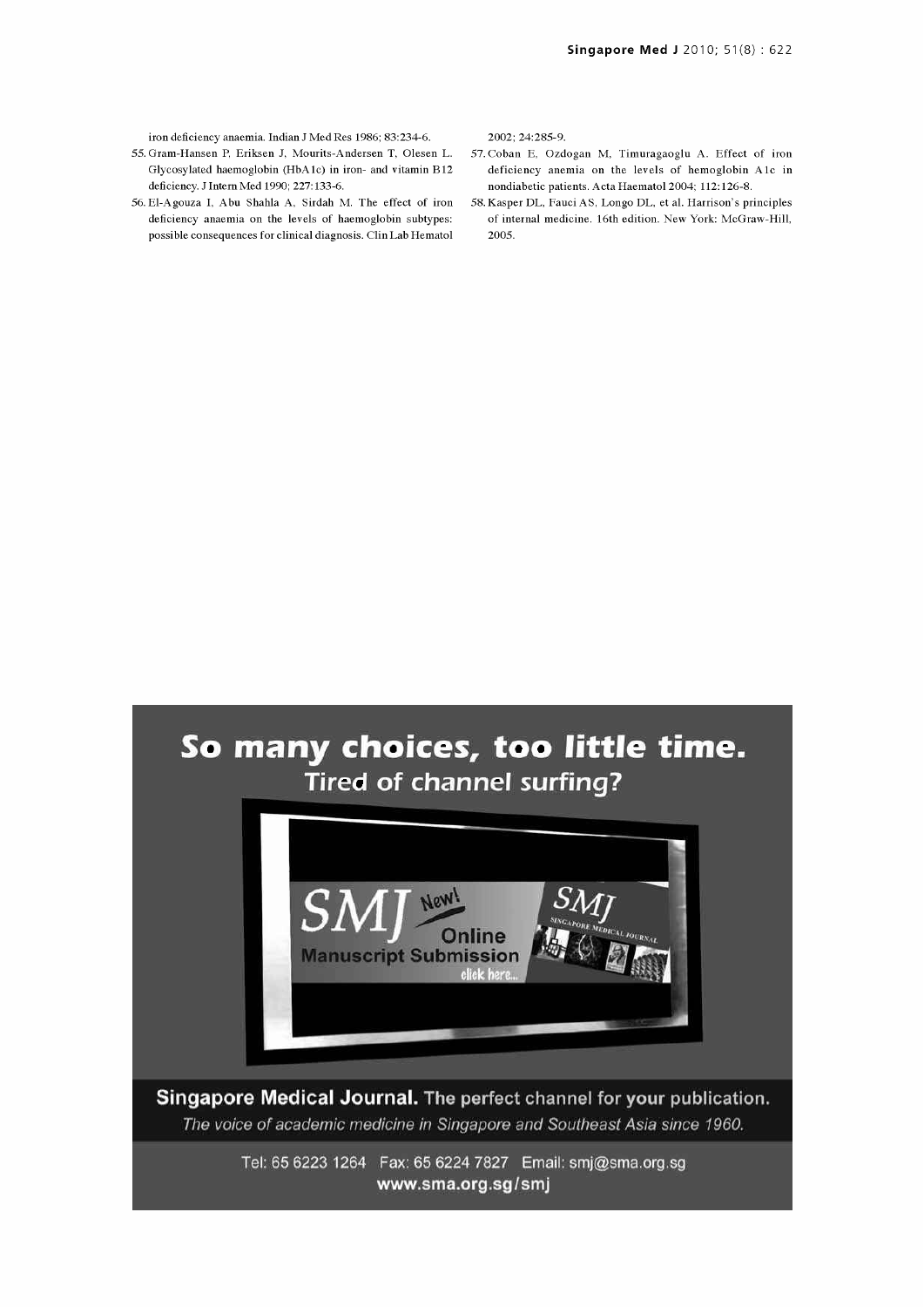iron deficiency anaemia. Indian J Med Res 1986; 83:234-6.

55. Gram-Hansen P, Eriksen J, Mourits-Andersen T, Olesen L. Glycosylated haemoglobin (HbA1c) in iron- and vitamin B12 deficiency. J Intern Med 1990; 227:133-6.
56. El-Agouza I, Abu Shahla A, Sirdah M. The effect of iron deficiency anaemia on the levels of haemoglobin subtypes: possible consequences for clinical diagnosis. Clin Lab Hematol 2002; 24:285-9.
57. Coban E, Ozdogan M, Timuragaoglu A. Effect of iron deficiency anemia on the levels of hemoglobin A1c in nondiabetic patients. Acta Haematol 2004; 112:126-8.
58. Kasper DL, Fauci AS, Longo DL, et al. Harrison's principles of internal medicine. 16th edition. New York: McGraw-Hill, 2005.

**So many choices, too little time.**

**Tired of channel surfing?**

SMJ New! Online Manuscript Submission click here...

**Singapore Medical Journal.** The perfect channel for your publication.

*The voice of academic medicine in Singapore and Southeast Asia since 1960.*

Tel: 65 6223 1264 Fax: 65 6224 7827 Email: smj@sma.org.sg

**www.sma.org.sg/smj**